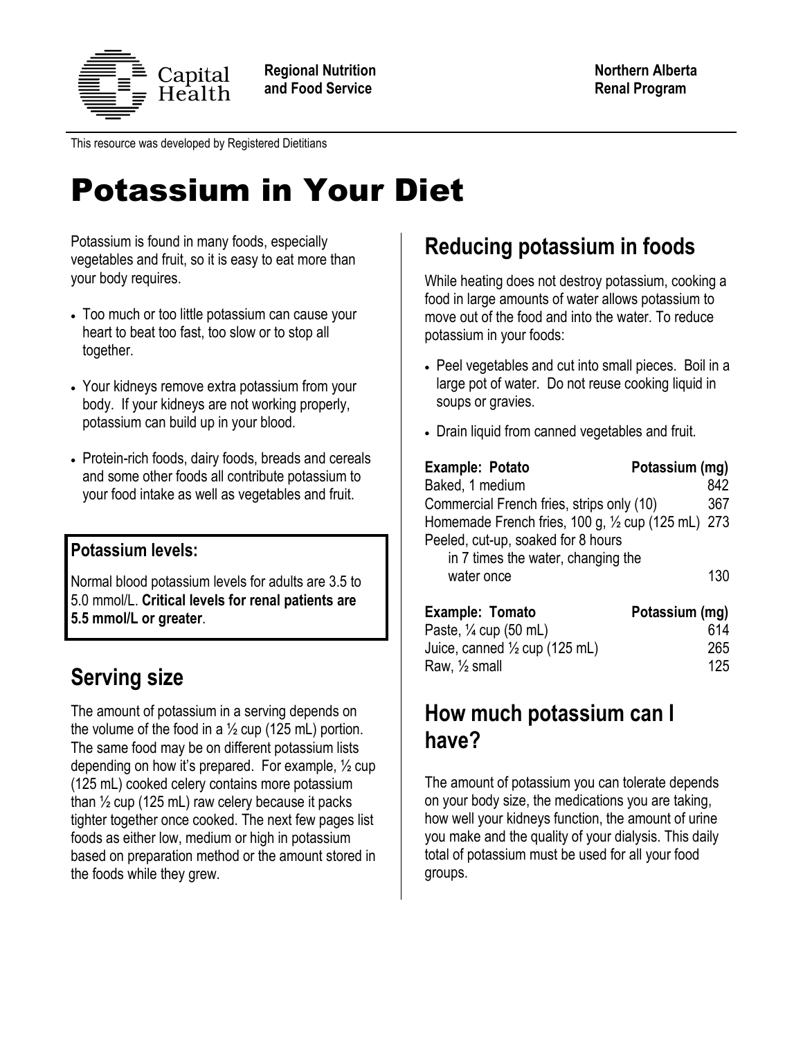Capital Health

**Regional Nutrition and Food Service**

**Northern Alberta Renal Program**

This resource was developed by Registered Dietitians

# Potassium in Your Diet

Potassium is found in many foods, especially vegetables and fruit, so it is easy to eat more than your body requires.

- Too much or too little potassium can cause your heart to beat too fast, too slow or to stop all together.
- Your kidneys remove extra potassium from your body. If your kidneys are not working properly, potassium can build up in your blood.
- Protein-rich foods, dairy foods, breads and cereals and some other foods all contribute potassium to your food intake as well as vegetables and fruit.

**Potassium levels:**

Normal blood potassium levels for adults are 3.5 to 5.0 mmol/L. **Critical levels for renal patients are 5.5 mmol/L or greater**.

## Serving size

The amount of potassium in a serving depends on the volume of the food in a ½ cup (125 mL) portion. The same food may be on different potassium lists depending on how it's prepared. For example, ½ cup (125 mL) cooked celery contains more potassium than ½ cup (125 mL) raw celery because it packs tighter together once cooked. The next few pages list foods as either low, medium or high in potassium based on preparation method or the amount stored in the foods while they grew.

## Reducing potassium in foods

While heating does not destroy potassium, cooking a food in large amounts of water allows potassium to move out of the food and into the water. To reduce potassium in your foods:

- Peel vegetables and cut into small pieces. Boil in a large pot of water. Do not reuse cooking liquid in soups or gravies.
- Drain liquid from canned vegetables and fruit.

| Example: Potato | Potassium (mg) |
|---|---|
| Baked, 1 medium | 842 |
| Commercial French fries, strips only (10) | 367 |
| Homemade French fries, 100 g, ½ cup (125 mL) | 273 |
| Peeled, cut-up, soaked for 8 hours in 7 times the water, changing the water once | 130 |

| Example: Tomato | Potassium (mg) |
|---|---|
| Paste, ¼ cup (50 mL) | 614 |
| Juice, canned ½ cup (125 mL) | 265 |
| Raw, ½ small | 125 |

## How much potassium can I have?

The amount of potassium you can tolerate depends on your body size, the medications you are taking, how well your kidneys function, the amount of urine you make and the quality of your dialysis. This daily total of potassium must be used for all your food groups.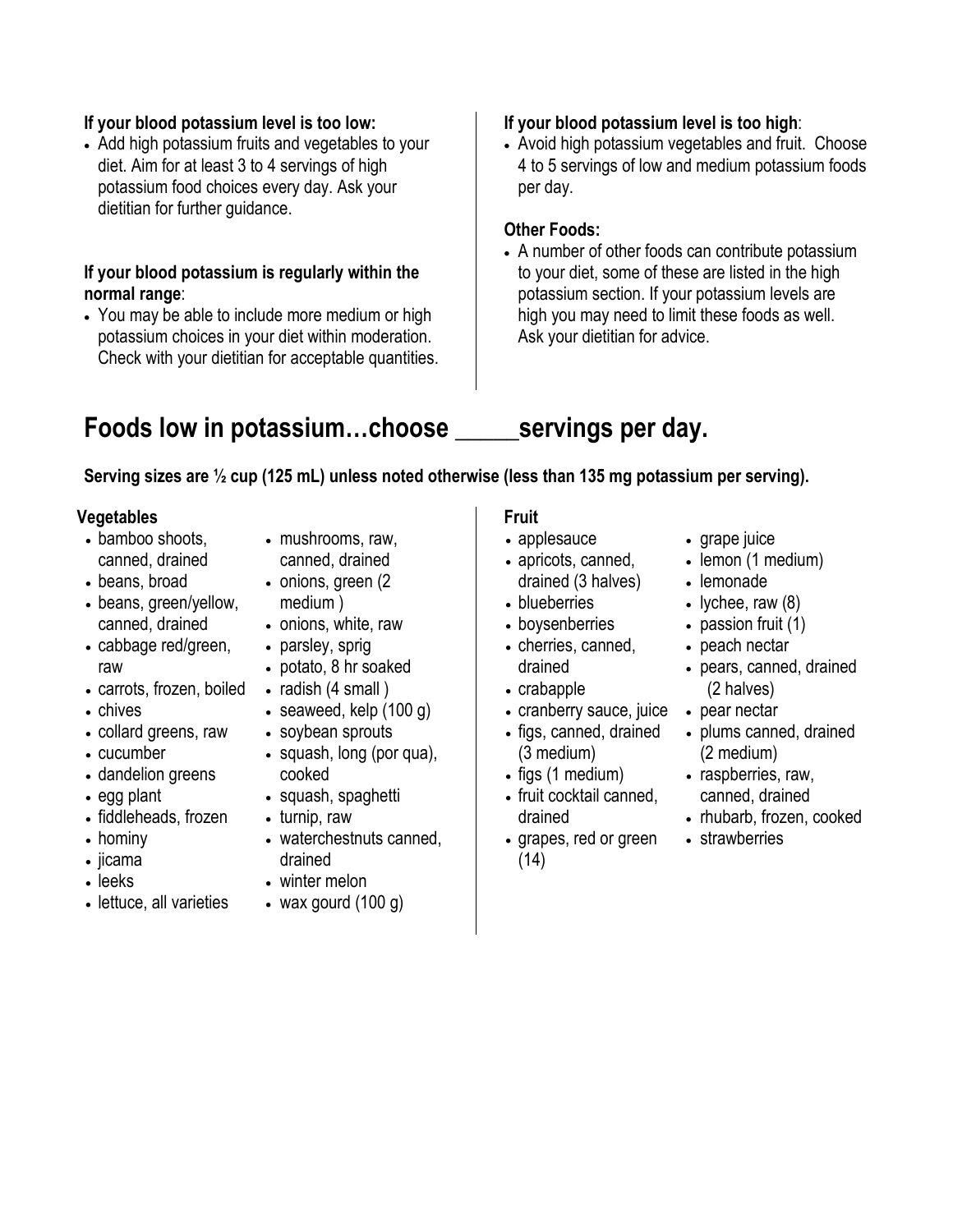**If your blood potassium level is too low:**

- Add high potassium fruits and vegetables to your diet. Aim for at least 3 to 4 servings of high potassium food choices every day. Ask your dietitian for further guidance.

**If your blood potassium is regularly within the normal range**:

- You may be able to include more medium or high potassium choices in your diet within moderation. Check with your dietitian for acceptable quantities.

**If your blood potassium level is too high**:

- Avoid high potassium vegetables and fruit. Choose 4 to 5 servings of low and medium potassium foods per day.

**Other Foods:**

- A number of other foods can contribute potassium to your diet, some of these are listed in the high potassium section. If your potassium levels are high you may need to limit these foods as well. Ask your dietitian for advice.

# Foods low in potassium…choose _____servings per day.

**Serving sizes are ½ cup (125 mL) unless noted otherwise (less than 135 mg potassium per serving).**

### Vegetables

- bamboo shoots, canned, drained
- beans, broad
- beans, green/yellow, canned, drained
- cabbage red/green, raw
- carrots, frozen, boiled
- chives
- collard greens, raw
- cucumber
- dandelion greens
- egg plant
- fiddleheads, frozen
- hominy
- jicama
- leeks
- lettuce, all varieties
- mushrooms, raw, canned, drained
- onions, green (2 medium )
- onions, white, raw
- parsley, sprig
- potato, 8 hr soaked
- radish (4 small )
- seaweed, kelp (100 g)
- soybean sprouts
- squash, long (por qua), cooked
- squash, spaghetti
- turnip, raw
- waterchestnuts canned, drained
- winter melon
- wax gourd (100 g)

### Fruit

- applesauce
- apricots, canned, drained (3 halves)
- blueberries
- boysenberries
- cherries, canned, drained
- crabapple
- cranberry sauce, juice
- figs, canned, drained (3 medium)
- figs (1 medium)
- fruit cocktail canned, drained
- grapes, red or green (14)
- grape juice
- lemon (1 medium)
- lemonade
- lychee, raw (8)
- passion fruit (1)
- peach nectar
- pears, canned, drained (2 halves)
- pear nectar
- plums canned, drained (2 medium)
- raspberries, raw, canned, drained
- rhubarb, frozen, cooked
- strawberries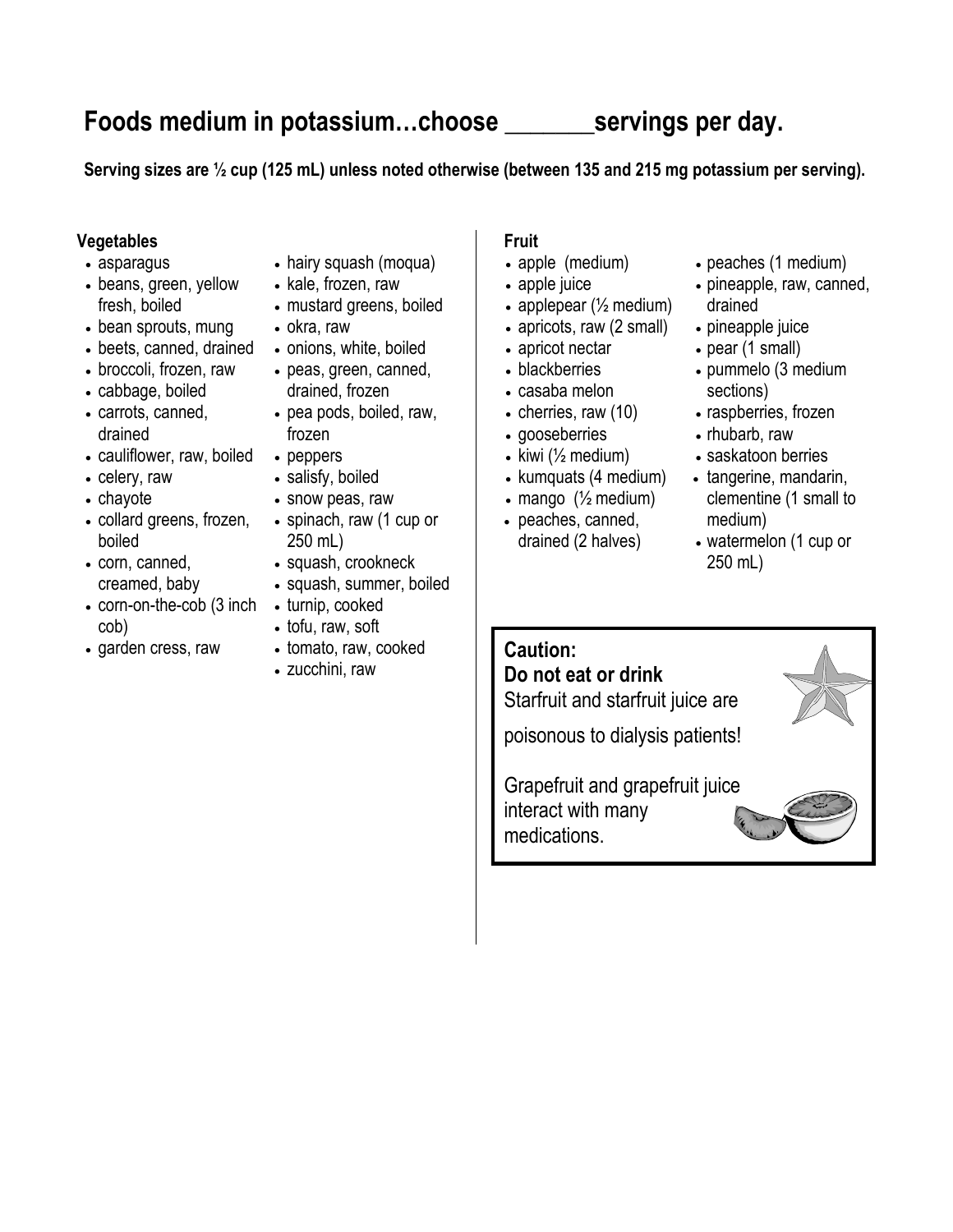# Foods medium in potassium…choose _______servings per day.

**Serving sizes are ½ cup (125 mL) unless noted otherwise (between 135 and 215 mg potassium per serving).**

**Vegetables**

- asparagus
- beans, green, yellow fresh, boiled
- bean sprouts, mung
- beets, canned, drained
- broccoli, frozen, raw
- cabbage, boiled
- carrots, canned, drained
- cauliflower, raw, boiled
- celery, raw
- chayote
- collard greens, frozen, boiled
- corn, canned, creamed, baby
- corn-on-the-cob (3 inch cob)
- garden cress, raw
- hairy squash (moqua)
- kale, frozen, raw
- mustard greens, boiled
- okra, raw
- onions, white, boiled
- peas, green, canned, drained, frozen
- pea pods, boiled, raw, frozen
- peppers
- salisfy, boiled
- snow peas, raw
- spinach, raw (1 cup or 250 mL)
- squash, crookneck
- squash, summer, boiled
- turnip, cooked
- tofu, raw, soft
- tomato, raw, cooked
- zucchini, raw

**Fruit**

- apple (medium)
- apple juice
- applepear (½ medium)
- apricots, raw (2 small)
- apricot nectar
- blackberries
- casaba melon
- cherries, raw (10)
- gooseberries
- kiwi (½ medium)
- kumquats (4 medium)
- mango (½ medium)
- peaches, canned, drained (2 halves)
- peaches (1 medium)
- pineapple, raw, canned, drained
- pineapple juice
- pear (1 small)
- pummelo (3 medium sections)
- raspberries, frozen
- rhubarb, raw
- saskatoon berries
- tangerine, mandarin, clementine (1 small to medium)
- watermelon (1 cup or 250 mL)

**Caution:**
**Do not eat or drink**
Starfruit and starfruit juice are poisonous to dialysis patients!

Grapefruit and grapefruit juice interact with many medications.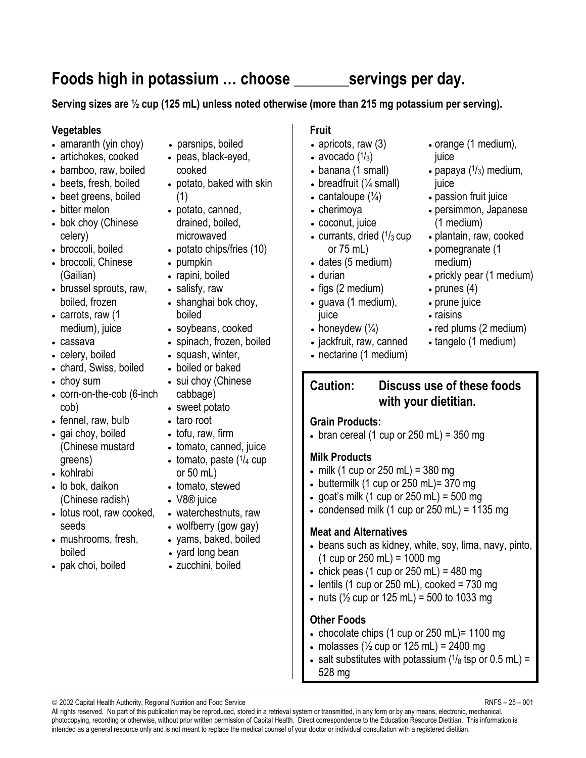# Foods high in potassium … choose _______servings per day.

**Serving sizes are ½ cup (125 mL) unless noted otherwise (more than 215 mg potassium per serving).**

### Vegetables

- amaranth (yin choy)
- artichokes, cooked
- bamboo, raw, boiled
- beets, fresh, boiled
- beet greens, boiled
- bitter melon
- bok choy (Chinese celery)
- broccoli, boiled
- broccoli, Chinese (Gailian)
- brussel sprouts, raw, boiled, frozen
- carrots, raw (1 medium), juice
- cassava
- celery, boiled
- chard, Swiss, boiled
- choy sum
- corn-on-the-cob (6-inch cob)
- fennel, raw, bulb
- gai choy, boiled (Chinese mustard greens)
- kohlrabi
- lo bok, daikon (Chinese radish)
- lotus root, raw cooked, seeds
- mushrooms, fresh, boiled
- pak choi, boiled
- parsnips, boiled
- peas, black-eyed, cooked
- potato, baked with skin (1)
- potato, canned, drained, boiled, microwaved
- potato chips/fries (10)
- pumpkin
- rapini, boiled
- salisfy, raw
- shanghai bok choy, boiled
- soybeans, cooked
- spinach, frozen, boiled
- squash, winter,
- boiled or baked
- sui choy (Chinese cabbage)
- sweet potato
- taro root
- tofu, raw, firm
- tomato, canned, juice
- tomato, paste (1/4 cup or 50 mL)
- tomato, stewed
- V8® juice
- waterchestnuts, raw
- wolfberry (gow gay)
- yams, baked, boiled
- yard long bean
- zucchini, boiled

### Fruit

- apricots, raw (3)
- avocado (1/3)
- banana (1 small)
- breadfruit (¼ small)
- cantaloupe (¼)
- cherimoya
- coconut, juice
- currants, dried (1/3 cup or 75 mL)
- dates (5 medium)
- durian
- figs (2 medium)
- guava (1 medium), juice
- honeydew (¼)
- jackfruit, raw, canned
- nectarine (1 medium)
- orange (1 medium), juice
- papaya (1/3) medium, juice
- passion fruit juice
- persimmon, Japanese (1 medium)
- plantain, raw, cooked
- pomegranate (1 medium)
- prickly pear (1 medium)
- prunes (4)
- prune juice
- raisins
- red plums (2 medium)
- tangelo (1 medium)

## Caution: Discuss use of these foods with your dietitian.

**Grain Products:**

- bran cereal (1 cup or 250 mL) = 350 mg

**Milk Products**

- milk (1 cup or 250 mL) = 380 mg
- buttermilk (1 cup or 250 mL)= 370 mg
- goat's milk (1 cup or 250 mL) = 500 mg
- condensed milk (1 cup or 250 mL) = 1135 mg

**Meat and Alternatives**

- beans such as kidney, white, soy, lima, navy, pinto, (1 cup or 250 mL) = 1000 mg
- chick peas (1 cup or 250 mL) = 480 mg
- lentils (1 cup or 250 mL), cooked = 730 mg
- nuts (½ cup or 125 mL) = 500 to 1033 mg

**Other Foods**

- chocolate chips (1 cup or 250 mL)= 1100 mg
- molasses (½ cup or 125 mL) = 2400 mg
- salt substitutes with potassium (1/8 tsp or 0.5 mL) = 528 mg

© 2002 Capital Health Authority, Regional Nutrition and Food Service RNFS – 25 – 001

All rights reserved. No part of this publication may be reproduced, stored in a retrieval system or transmitted, in any form or by any means, electronic, mechanical, photocopying, recording or otherwise, without prior written permission of Capital Health. Direct correspondence to the Education Resource Dietitian. This information is intended as a general resource only and is not meant to replace the medical counsel of your doctor or individual consultation with a registered dietitian.